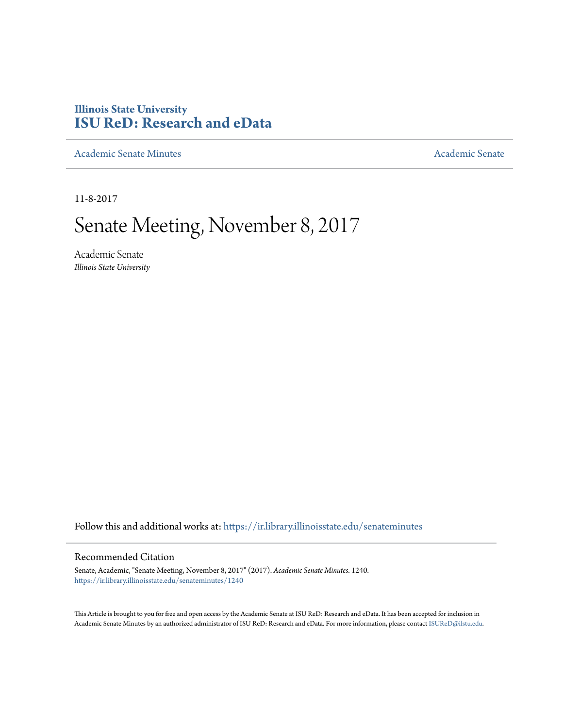# Illinois State University
# ISU ReD: Research and eData

Academic Senate Minutes | Academic Senate

11-8-2017

# Senate Meeting, November 8, 2017

Academic Senate
*Illinois State University*

Follow this and additional works at: https://ir.library.illinoisstate.edu/senateminutes

## Recommended Citation

Senate, Academic, "Senate Meeting, November 8, 2017" (2017). *Academic Senate Minutes*. 1240.
https://ir.library.illinoisstate.edu/senateminutes/1240

This Article is brought to you for free and open access by the Academic Senate at ISU ReD: Research and eData. It has been accepted for inclusion in Academic Senate Minutes by an authorized administrator of ISU ReD: Research and eData. For more information, please contact ISUReD@ilstu.edu.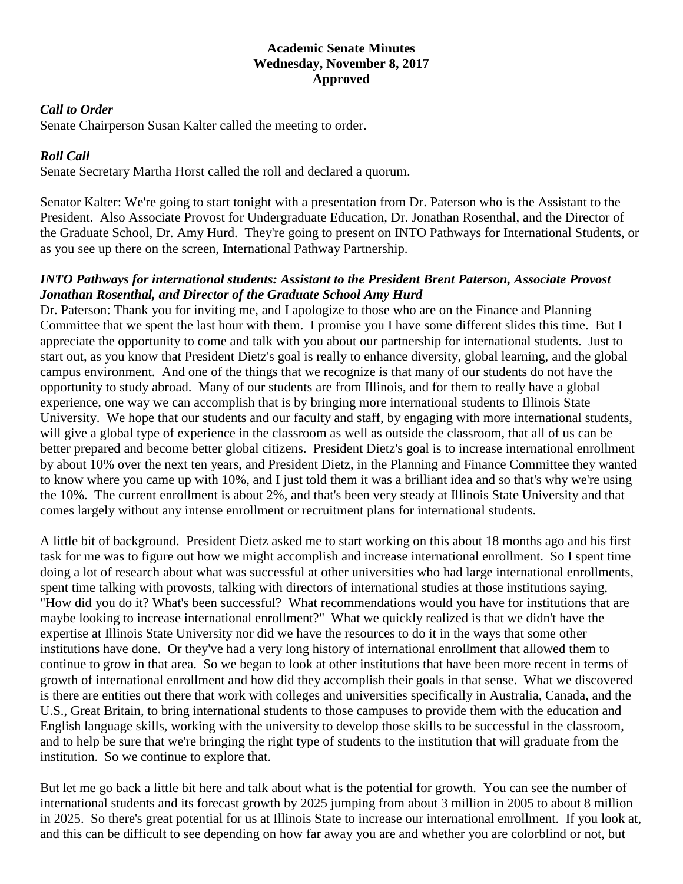# Academic Senate Minutes
## Wednesday, November 8, 2017
## Approved

***Call to Order***
Senate Chairperson Susan Kalter called the meeting to order.

***Roll Call***
Senate Secretary Martha Horst called the roll and declared a quorum.

Senator Kalter: We're going to start tonight with a presentation from Dr. Paterson who is the Assistant to the President. Also Associate Provost for Undergraduate Education, Dr. Jonathan Rosenthal, and the Director of the Graduate School, Dr. Amy Hurd. They're going to present on INTO Pathways for International Students, or as you see up there on the screen, International Pathway Partnership.

***INTO Pathways for international students: Assistant to the President Brent Paterson, Associate Provost Jonathan Rosenthal, and Director of the Graduate School Amy Hurd***
Dr. Paterson: Thank you for inviting me, and I apologize to those who are on the Finance and Planning Committee that we spent the last hour with them. I promise you I have some different slides this time. But I appreciate the opportunity to come and talk with you about our partnership for international students. Just to start out, as you know that President Dietz's goal is really to enhance diversity, global learning, and the global campus environment. And one of the things that we recognize is that many of our students do not have the opportunity to study abroad. Many of our students are from Illinois, and for them to really have a global experience, one way we can accomplish that is by bringing more international students to Illinois State University. We hope that our students and our faculty and staff, by engaging with more international students, will give a global type of experience in the classroom as well as outside the classroom, that all of us can be better prepared and become better global citizens. President Dietz's goal is to increase international enrollment by about 10% over the next ten years, and President Dietz, in the Planning and Finance Committee they wanted to know where you came up with 10%, and I just told them it was a brilliant idea and so that's why we're using the 10%. The current enrollment is about 2%, and that's been very steady at Illinois State University and that comes largely without any intense enrollment or recruitment plans for international students.

A little bit of background. President Dietz asked me to start working on this about 18 months ago and his first task for me was to figure out how we might accomplish and increase international enrollment. So I spent time doing a lot of research about what was successful at other universities who had large international enrollments, spent time talking with provosts, talking with directors of international studies at those institutions saying, "How did you do it? What's been successful? What recommendations would you have for institutions that are maybe looking to increase international enrollment?" What we quickly realized is that we didn't have the expertise at Illinois State University nor did we have the resources to do it in the ways that some other institutions have done. Or they've had a very long history of international enrollment that allowed them to continue to grow in that area. So we began to look at other institutions that have been more recent in terms of growth of international enrollment and how did they accomplish their goals in that sense. What we discovered is there are entities out there that work with colleges and universities specifically in Australia, Canada, and the U.S., Great Britain, to bring international students to those campuses to provide them with the education and English language skills, working with the university to develop those skills to be successful in the classroom, and to help be sure that we're bringing the right type of students to the institution that will graduate from the institution. So we continue to explore that.

But let me go back a little bit here and talk about what is the potential for growth. You can see the number of international students and its forecast growth by 2025 jumping from about 3 million in 2005 to about 8 million in 2025. So there's great potential for us at Illinois State to increase our international enrollment. If you look at, and this can be difficult to see depending on how far away you are and whether you are colorblind or not, but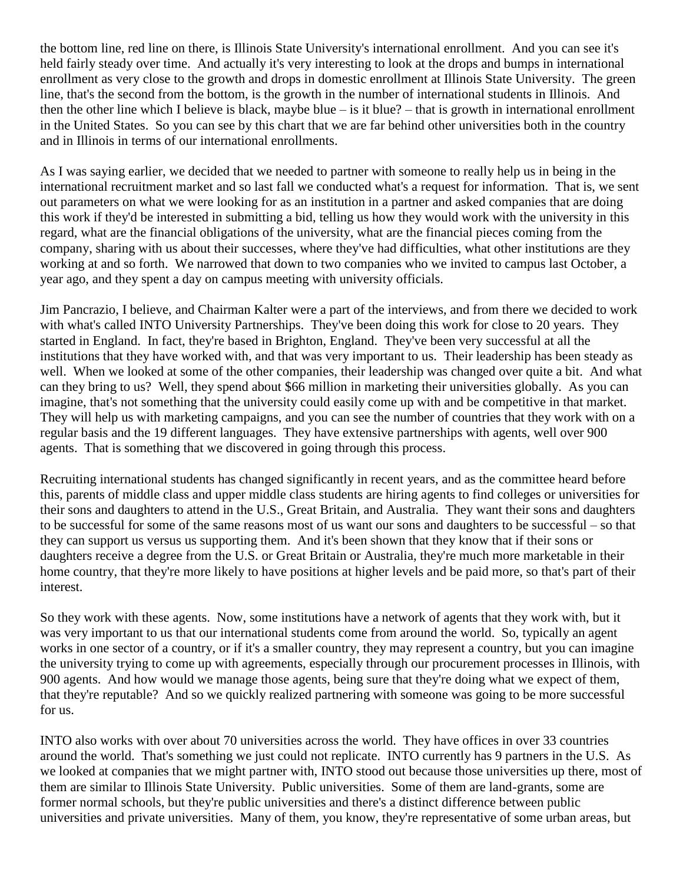the bottom line, red line on there, is Illinois State University's international enrollment. And you can see it's held fairly steady over time. And actually it's very interesting to look at the drops and bumps in international enrollment as very close to the growth and drops in domestic enrollment at Illinois State University. The green line, that's the second from the bottom, is the growth in the number of international students in Illinois. And then the other line which I believe is black, maybe blue – is it blue? – that is growth in international enrollment in the United States. So you can see by this chart that we are far behind other universities both in the country and in Illinois in terms of our international enrollments.

As I was saying earlier, we decided that we needed to partner with someone to really help us in being in the international recruitment market and so last fall we conducted what's a request for information. That is, we sent out parameters on what we were looking for as an institution in a partner and asked companies that are doing this work if they'd be interested in submitting a bid, telling us how they would work with the university in this regard, what are the financial obligations of the university, what are the financial pieces coming from the company, sharing with us about their successes, where they've had difficulties, what other institutions are they working at and so forth. We narrowed that down to two companies who we invited to campus last October, a year ago, and they spent a day on campus meeting with university officials.

Jim Pancrazio, I believe, and Chairman Kalter were a part of the interviews, and from there we decided to work with what's called INTO University Partnerships. They've been doing this work for close to 20 years. They started in England. In fact, they're based in Brighton, England. They've been very successful at all the institutions that they have worked with, and that was very important to us. Their leadership has been steady as well. When we looked at some of the other companies, their leadership was changed over quite a bit. And what can they bring to us? Well, they spend about $66 million in marketing their universities globally. As you can imagine, that's not something that the university could easily come up with and be competitive in that market. They will help us with marketing campaigns, and you can see the number of countries that they work with on a regular basis and the 19 different languages. They have extensive partnerships with agents, well over 900 agents. That is something that we discovered in going through this process.

Recruiting international students has changed significantly in recent years, and as the committee heard before this, parents of middle class and upper middle class students are hiring agents to find colleges or universities for their sons and daughters to attend in the U.S., Great Britain, and Australia. They want their sons and daughters to be successful for some of the same reasons most of us want our sons and daughters to be successful – so that they can support us versus us supporting them. And it's been shown that they know that if their sons or daughters receive a degree from the U.S. or Great Britain or Australia, they're much more marketable in their home country, that they're more likely to have positions at higher levels and be paid more, so that's part of their interest.

So they work with these agents. Now, some institutions have a network of agents that they work with, but it was very important to us that our international students come from around the world. So, typically an agent works in one sector of a country, or if it's a smaller country, they may represent a country, but you can imagine the university trying to come up with agreements, especially through our procurement processes in Illinois, with 900 agents. And how would we manage those agents, being sure that they're doing what we expect of them, that they're reputable? And so we quickly realized partnering with someone was going to be more successful for us.

INTO also works with over about 70 universities across the world. They have offices in over 33 countries around the world. That's something we just could not replicate. INTO currently has 9 partners in the U.S. As we looked at companies that we might partner with, INTO stood out because those universities up there, most of them are similar to Illinois State University. Public universities. Some of them are land-grants, some are former normal schools, but they're public universities and there's a distinct difference between public universities and private universities. Many of them, you know, they're representative of some urban areas, but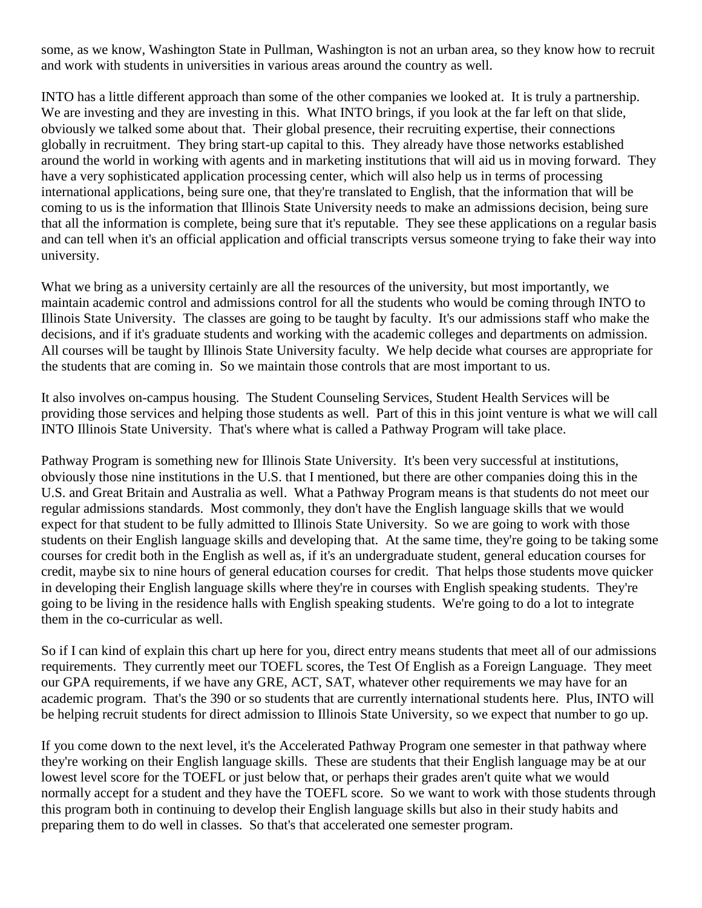some, as we know, Washington State in Pullman, Washington is not an urban area, so they know how to recruit and work with students in universities in various areas around the country as well.

INTO has a little different approach than some of the other companies we looked at. It is truly a partnership. We are investing and they are investing in this. What INTO brings, if you look at the far left on that slide, obviously we talked some about that. Their global presence, their recruiting expertise, their connections globally in recruitment. They bring start-up capital to this. They already have those networks established around the world in working with agents and in marketing institutions that will aid us in moving forward. They have a very sophisticated application processing center, which will also help us in terms of processing international applications, being sure one, that they're translated to English, that the information that will be coming to us is the information that Illinois State University needs to make an admissions decision, being sure that all the information is complete, being sure that it's reputable. They see these applications on a regular basis and can tell when it's an official application and official transcripts versus someone trying to fake their way into university.

What we bring as a university certainly are all the resources of the university, but most importantly, we maintain academic control and admissions control for all the students who would be coming through INTO to Illinois State University. The classes are going to be taught by faculty. It's our admissions staff who make the decisions, and if it's graduate students and working with the academic colleges and departments on admission. All courses will be taught by Illinois State University faculty. We help decide what courses are appropriate for the students that are coming in. So we maintain those controls that are most important to us.

It also involves on-campus housing. The Student Counseling Services, Student Health Services will be providing those services and helping those students as well. Part of this in this joint venture is what we will call INTO Illinois State University. That's where what is called a Pathway Program will take place.

Pathway Program is something new for Illinois State University. It's been very successful at institutions, obviously those nine institutions in the U.S. that I mentioned, but there are other companies doing this in the U.S. and Great Britain and Australia as well. What a Pathway Program means is that students do not meet our regular admissions standards. Most commonly, they don't have the English language skills that we would expect for that student to be fully admitted to Illinois State University. So we are going to work with those students on their English language skills and developing that. At the same time, they're going to be taking some courses for credit both in the English as well as, if it's an undergraduate student, general education courses for credit, maybe six to nine hours of general education courses for credit. That helps those students move quicker in developing their English language skills where they're in courses with English speaking students. They're going to be living in the residence halls with English speaking students. We're going to do a lot to integrate them in the co-curricular as well.

So if I can kind of explain this chart up here for you, direct entry means students that meet all of our admissions requirements. They currently meet our TOEFL scores, the Test Of English as a Foreign Language. They meet our GPA requirements, if we have any GRE, ACT, SAT, whatever other requirements we may have for an academic program. That's the 390 or so students that are currently international students here. Plus, INTO will be helping recruit students for direct admission to Illinois State University, so we expect that number to go up.

If you come down to the next level, it's the Accelerated Pathway Program one semester in that pathway where they're working on their English language skills. These are students that their English language may be at our lowest level score for the TOEFL or just below that, or perhaps their grades aren't quite what we would normally accept for a student and they have the TOEFL score. So we want to work with those students through this program both in continuing to develop their English language skills but also in their study habits and preparing them to do well in classes. So that's that accelerated one semester program.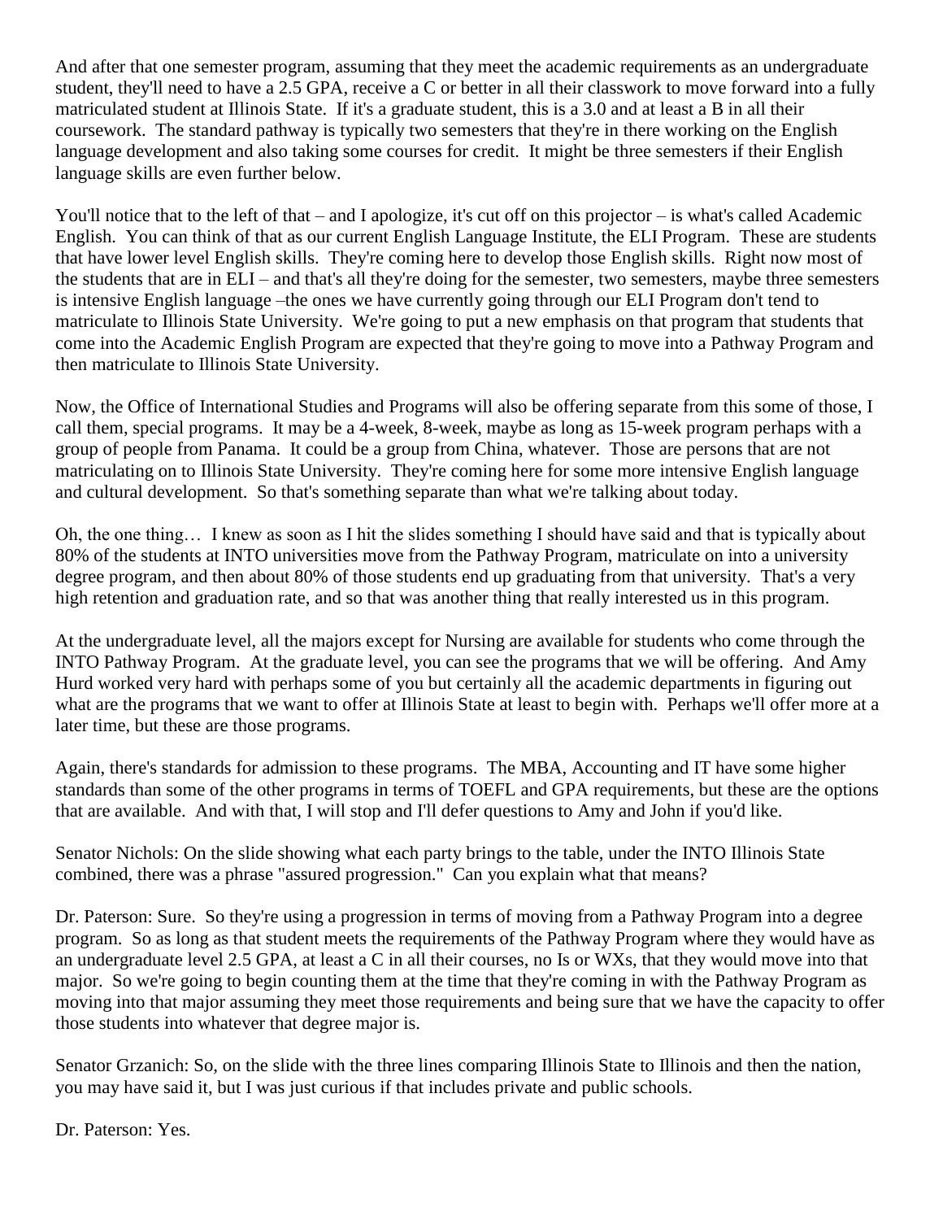And after that one semester program, assuming that they meet the academic requirements as an undergraduate student, they'll need to have a 2.5 GPA, receive a C or better in all their classwork to move forward into a fully matriculated student at Illinois State. If it's a graduate student, this is a 3.0 and at least a B in all their coursework. The standard pathway is typically two semesters that they're in there working on the English language development and also taking some courses for credit. It might be three semesters if their English language skills are even further below.

You'll notice that to the left of that – and I apologize, it's cut off on this projector – is what's called Academic English. You can think of that as our current English Language Institute, the ELI Program. These are students that have lower level English skills. They're coming here to develop those English skills. Right now most of the students that are in ELI – and that's all they're doing for the semester, two semesters, maybe three semesters is intensive English language –the ones we have currently going through our ELI Program don't tend to matriculate to Illinois State University. We're going to put a new emphasis on that program that students that come into the Academic English Program are expected that they're going to move into a Pathway Program and then matriculate to Illinois State University.

Now, the Office of International Studies and Programs will also be offering separate from this some of those, I call them, special programs. It may be a 4-week, 8-week, maybe as long as 15-week program perhaps with a group of people from Panama. It could be a group from China, whatever. Those are persons that are not matriculating on to Illinois State University. They're coming here for some more intensive English language and cultural development. So that's something separate than what we're talking about today.

Oh, the one thing… I knew as soon as I hit the slides something I should have said and that is typically about 80% of the students at INTO universities move from the Pathway Program, matriculate on into a university degree program, and then about 80% of those students end up graduating from that university. That's a very high retention and graduation rate, and so that was another thing that really interested us in this program.

At the undergraduate level, all the majors except for Nursing are available for students who come through the INTO Pathway Program. At the graduate level, you can see the programs that we will be offering. And Amy Hurd worked very hard with perhaps some of you but certainly all the academic departments in figuring out what are the programs that we want to offer at Illinois State at least to begin with. Perhaps we'll offer more at a later time, but these are those programs.

Again, there's standards for admission to these programs. The MBA, Accounting and IT have some higher standards than some of the other programs in terms of TOEFL and GPA requirements, but these are the options that are available. And with that, I will stop and I'll defer questions to Amy and John if you'd like.

Senator Nichols: On the slide showing what each party brings to the table, under the INTO Illinois State combined, there was a phrase "assured progression." Can you explain what that means?

Dr. Paterson: Sure. So they're using a progression in terms of moving from a Pathway Program into a degree program. So as long as that student meets the requirements of the Pathway Program where they would have as an undergraduate level 2.5 GPA, at least a C in all their courses, no Is or WXs, that they would move into that major. So we're going to begin counting them at the time that they're coming in with the Pathway Program as moving into that major assuming they meet those requirements and being sure that we have the capacity to offer those students into whatever that degree major is.

Senator Grzanich: So, on the slide with the three lines comparing Illinois State to Illinois and then the nation, you may have said it, but I was just curious if that includes private and public schools.

Dr. Paterson: Yes.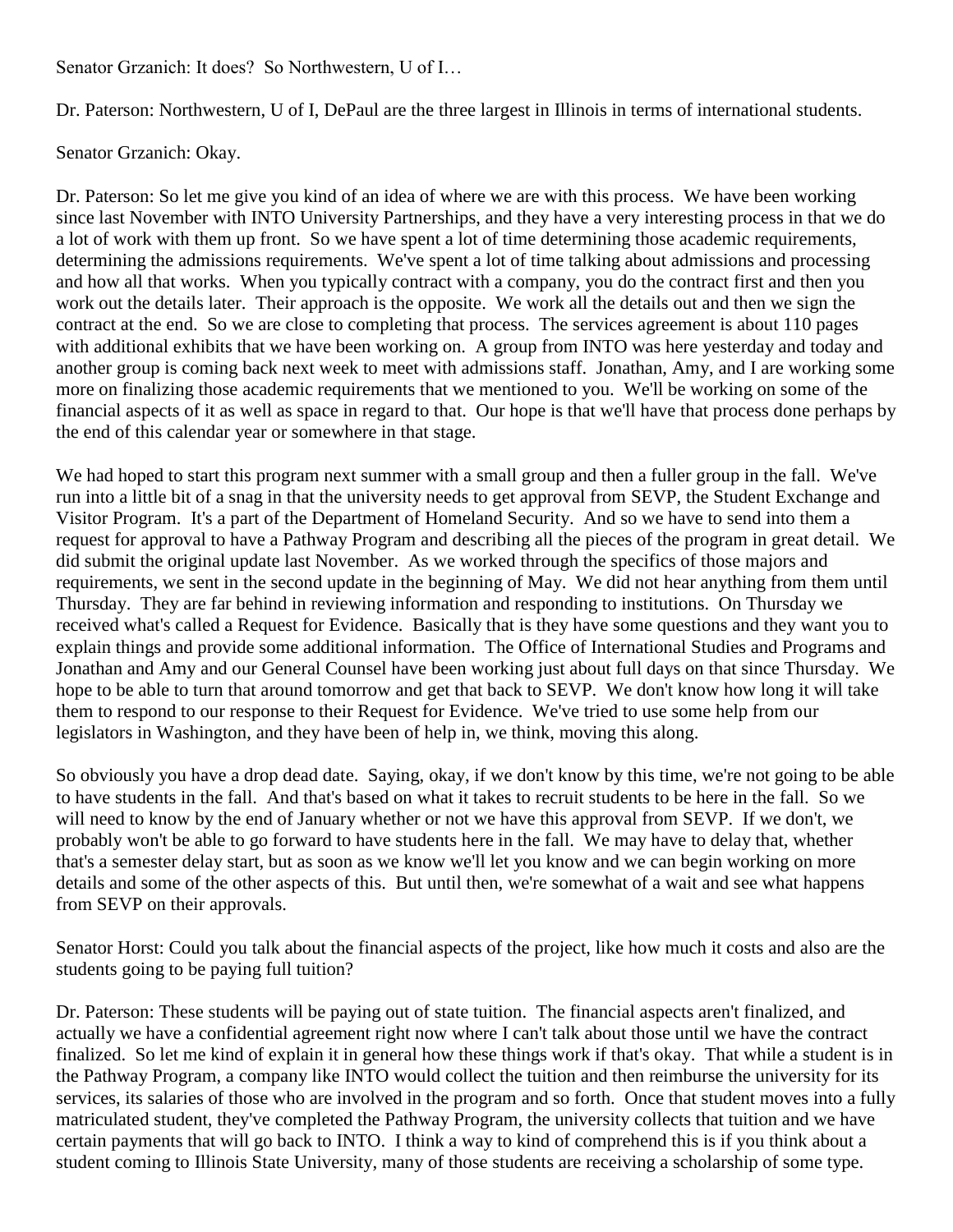Senator Grzanich: It does? So Northwestern, U of I…

Dr. Paterson: Northwestern, U of I, DePaul are the three largest in Illinois in terms of international students.

Senator Grzanich: Okay.

Dr. Paterson: So let me give you kind of an idea of where we are with this process. We have been working since last November with INTO University Partnerships, and they have a very interesting process in that we do a lot of work with them up front. So we have spent a lot of time determining those academic requirements, determining the admissions requirements. We've spent a lot of time talking about admissions and processing and how all that works. When you typically contract with a company, you do the contract first and then you work out the details later. Their approach is the opposite. We work all the details out and then we sign the contract at the end. So we are close to completing that process. The services agreement is about 110 pages with additional exhibits that we have been working on. A group from INTO was here yesterday and today and another group is coming back next week to meet with admissions staff. Jonathan, Amy, and I are working some more on finalizing those academic requirements that we mentioned to you. We'll be working on some of the financial aspects of it as well as space in regard to that. Our hope is that we'll have that process done perhaps by the end of this calendar year or somewhere in that stage.

We had hoped to start this program next summer with a small group and then a fuller group in the fall. We've run into a little bit of a snag in that the university needs to get approval from SEVP, the Student Exchange and Visitor Program. It's a part of the Department of Homeland Security. And so we have to send into them a request for approval to have a Pathway Program and describing all the pieces of the program in great detail. We did submit the original update last November. As we worked through the specifics of those majors and requirements, we sent in the second update in the beginning of May. We did not hear anything from them until Thursday. They are far behind in reviewing information and responding to institutions. On Thursday we received what's called a Request for Evidence. Basically that is they have some questions and they want you to explain things and provide some additional information. The Office of International Studies and Programs and Jonathan and Amy and our General Counsel have been working just about full days on that since Thursday. We hope to be able to turn that around tomorrow and get that back to SEVP. We don't know how long it will take them to respond to our response to their Request for Evidence. We've tried to use some help from our legislators in Washington, and they have been of help in, we think, moving this along.

So obviously you have a drop dead date. Saying, okay, if we don't know by this time, we're not going to be able to have students in the fall. And that's based on what it takes to recruit students to be here in the fall. So we will need to know by the end of January whether or not we have this approval from SEVP. If we don't, we probably won't be able to go forward to have students here in the fall. We may have to delay that, whether that's a semester delay start, but as soon as we know we'll let you know and we can begin working on more details and some of the other aspects of this. But until then, we're somewhat of a wait and see what happens from SEVP on their approvals.

Senator Horst: Could you talk about the financial aspects of the project, like how much it costs and also are the students going to be paying full tuition?

Dr. Paterson: These students will be paying out of state tuition. The financial aspects aren't finalized, and actually we have a confidential agreement right now where I can't talk about those until we have the contract finalized. So let me kind of explain it in general how these things work if that's okay. That while a student is in the Pathway Program, a company like INTO would collect the tuition and then reimburse the university for its services, its salaries of those who are involved in the program and so forth. Once that student moves into a fully matriculated student, they've completed the Pathway Program, the university collects that tuition and we have certain payments that will go back to INTO. I think a way to kind of comprehend this is if you think about a student coming to Illinois State University, many of those students are receiving a scholarship of some type.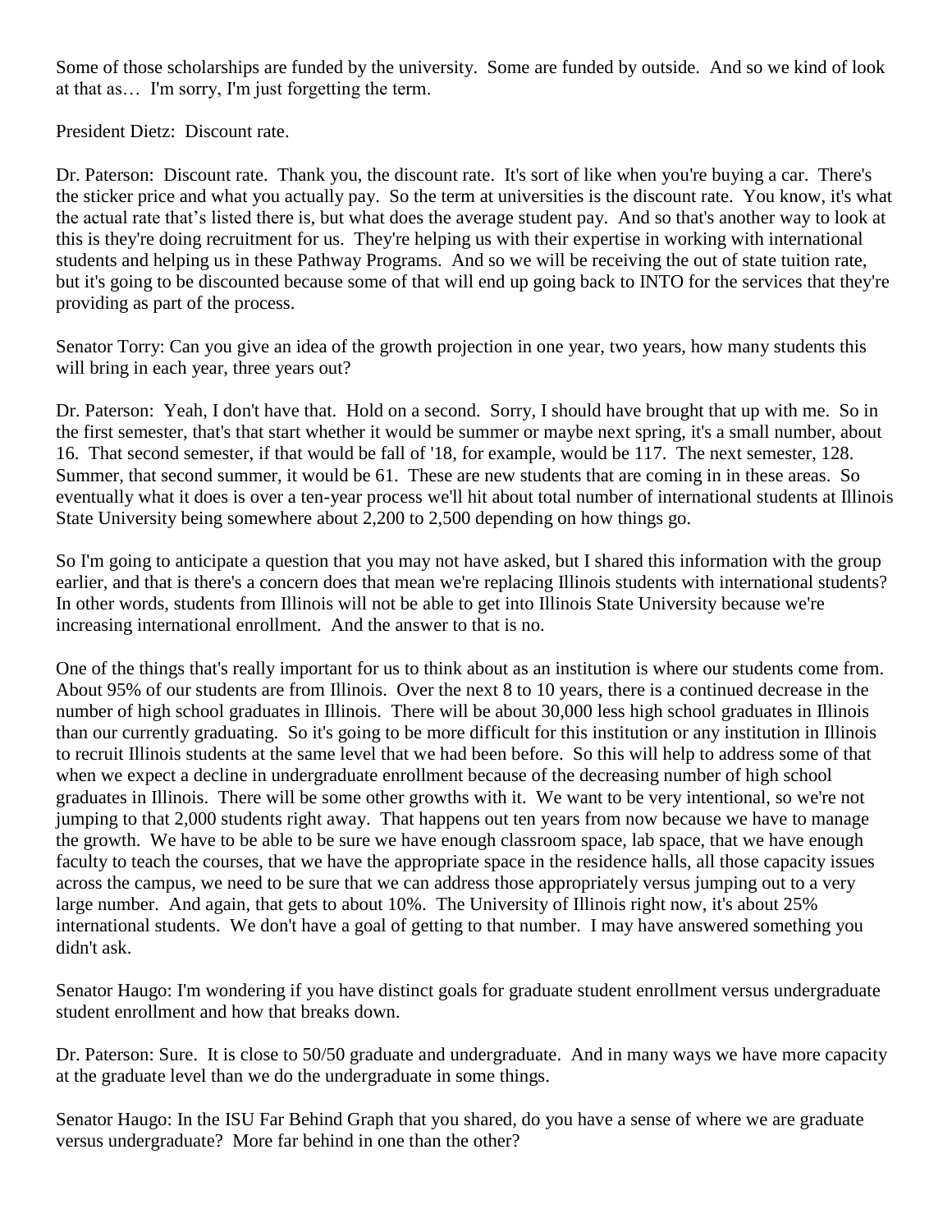Some of those scholarships are funded by the university. Some are funded by outside. And so we kind of look at that as… I'm sorry, I'm just forgetting the term.

President Dietz: Discount rate.

Dr. Paterson: Discount rate. Thank you, the discount rate. It's sort of like when you're buying a car. There's the sticker price and what you actually pay. So the term at universities is the discount rate. You know, it's what the actual rate that's listed there is, but what does the average student pay. And so that's another way to look at this is they're doing recruitment for us. They're helping us with their expertise in working with international students and helping us in these Pathway Programs. And so we will be receiving the out of state tuition rate, but it's going to be discounted because some of that will end up going back to INTO for the services that they're providing as part of the process.

Senator Torry: Can you give an idea of the growth projection in one year, two years, how many students this will bring in each year, three years out?

Dr. Paterson: Yeah, I don't have that. Hold on a second. Sorry, I should have brought that up with me. So in the first semester, that's that start whether it would be summer or maybe next spring, it's a small number, about 16. That second semester, if that would be fall of '18, for example, would be 117. The next semester, 128. Summer, that second summer, it would be 61. These are new students that are coming in in these areas. So eventually what it does is over a ten-year process we'll hit about total number of international students at Illinois State University being somewhere about 2,200 to 2,500 depending on how things go.

So I'm going to anticipate a question that you may not have asked, but I shared this information with the group earlier, and that is there's a concern does that mean we're replacing Illinois students with international students? In other words, students from Illinois will not be able to get into Illinois State University because we're increasing international enrollment. And the answer to that is no.

One of the things that's really important for us to think about as an institution is where our students come from. About 95% of our students are from Illinois. Over the next 8 to 10 years, there is a continued decrease in the number of high school graduates in Illinois. There will be about 30,000 less high school graduates in Illinois than our currently graduating. So it's going to be more difficult for this institution or any institution in Illinois to recruit Illinois students at the same level that we had been before. So this will help to address some of that when we expect a decline in undergraduate enrollment because of the decreasing number of high school graduates in Illinois. There will be some other growths with it. We want to be very intentional, so we're not jumping to that 2,000 students right away. That happens out ten years from now because we have to manage the growth. We have to be able to be sure we have enough classroom space, lab space, that we have enough faculty to teach the courses, that we have the appropriate space in the residence halls, all those capacity issues across the campus, we need to be sure that we can address those appropriately versus jumping out to a very large number. And again, that gets to about 10%. The University of Illinois right now, it's about 25% international students. We don't have a goal of getting to that number. I may have answered something you didn't ask.

Senator Haugo: I'm wondering if you have distinct goals for graduate student enrollment versus undergraduate student enrollment and how that breaks down.

Dr. Paterson: Sure. It is close to 50/50 graduate and undergraduate. And in many ways we have more capacity at the graduate level than we do the undergraduate in some things.

Senator Haugo: In the ISU Far Behind Graph that you shared, do you have a sense of where we are graduate versus undergraduate? More far behind in one than the other?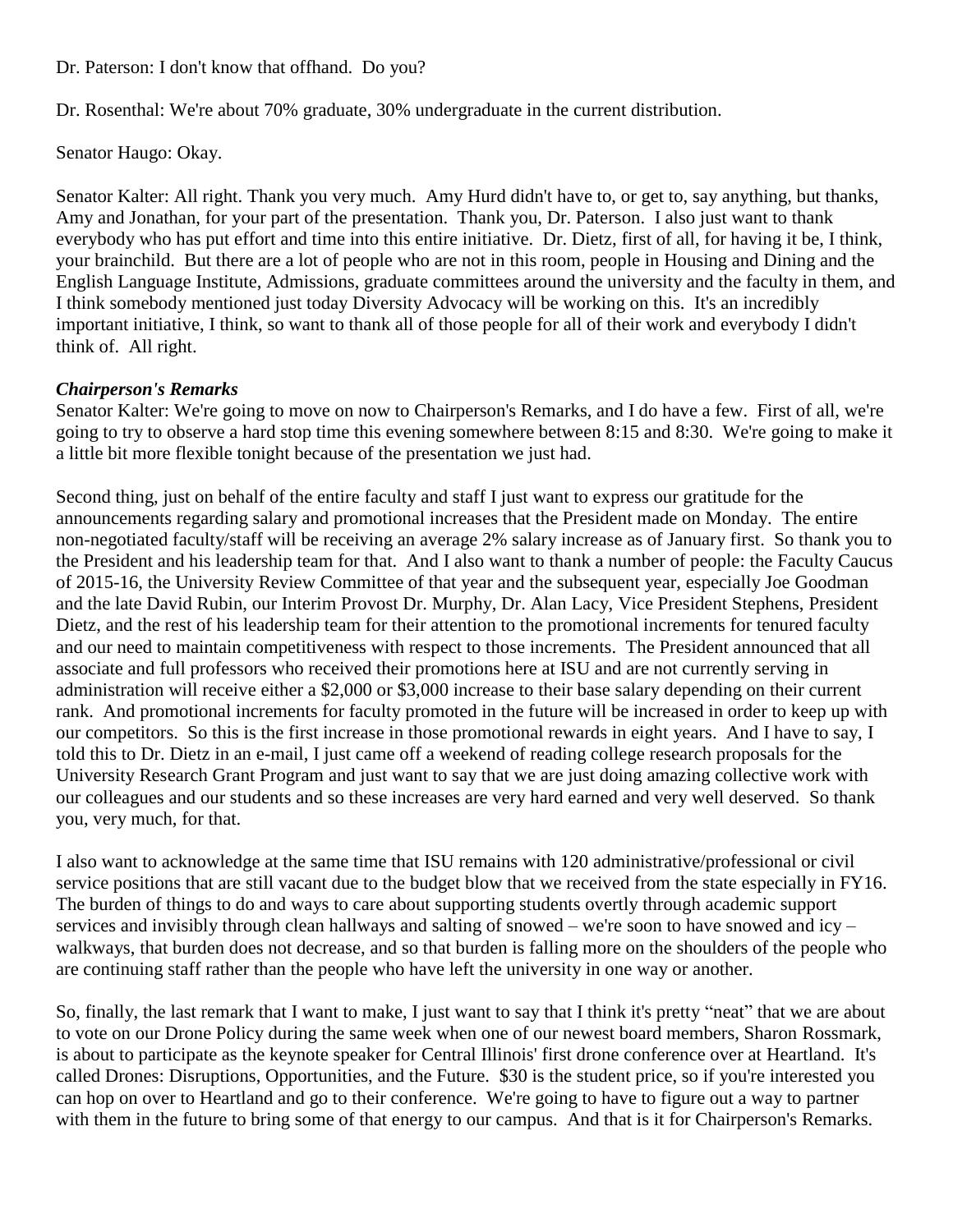Dr. Paterson: I don't know that offhand. Do you?

Dr. Rosenthal: We're about 70% graduate, 30% undergraduate in the current distribution.

Senator Haugo: Okay.

Senator Kalter: All right. Thank you very much. Amy Hurd didn't have to, or get to, say anything, but thanks, Amy and Jonathan, for your part of the presentation. Thank you, Dr. Paterson. I also just want to thank everybody who has put effort and time into this entire initiative. Dr. Dietz, first of all, for having it be, I think, your brainchild. But there are a lot of people who are not in this room, people in Housing and Dining and the English Language Institute, Admissions, graduate committees around the university and the faculty in them, and I think somebody mentioned just today Diversity Advocacy will be working on this. It's an incredibly important initiative, I think, so want to thank all of those people for all of their work and everybody I didn't think of. All right.

***Chairperson's Remarks***

Senator Kalter: We're going to move on now to Chairperson's Remarks, and I do have a few. First of all, we're going to try to observe a hard stop time this evening somewhere between 8:15 and 8:30. We're going to make it a little bit more flexible tonight because of the presentation we just had.

Second thing, just on behalf of the entire faculty and staff I just want to express our gratitude for the announcements regarding salary and promotional increases that the President made on Monday. The entire non-negotiated faculty/staff will be receiving an average 2% salary increase as of January first. So thank you to the President and his leadership team for that. And I also want to thank a number of people: the Faculty Caucus of 2015-16, the University Review Committee of that year and the subsequent year, especially Joe Goodman and the late David Rubin, our Interim Provost Dr. Murphy, Dr. Alan Lacy, Vice President Stephens, President Dietz, and the rest of his leadership team for their attention to the promotional increments for tenured faculty and our need to maintain competitiveness with respect to those increments. The President announced that all associate and full professors who received their promotions here at ISU and are not currently serving in administration will receive either a $2,000 or $3,000 increase to their base salary depending on their current rank. And promotional increments for faculty promoted in the future will be increased in order to keep up with our competitors. So this is the first increase in those promotional rewards in eight years. And I have to say, I told this to Dr. Dietz in an e-mail, I just came off a weekend of reading college research proposals for the University Research Grant Program and just want to say that we are just doing amazing collective work with our colleagues and our students and so these increases are very hard earned and very well deserved. So thank you, very much, for that.

I also want to acknowledge at the same time that ISU remains with 120 administrative/professional or civil service positions that are still vacant due to the budget blow that we received from the state especially in FY16. The burden of things to do and ways to care about supporting students overtly through academic support services and invisibly through clean hallways and salting of snowed – we're soon to have snowed and icy – walkways, that burden does not decrease, and so that burden is falling more on the shoulders of the people who are continuing staff rather than the people who have left the university in one way or another.

So, finally, the last remark that I want to make, I just want to say that I think it's pretty "neat" that we are about to vote on our Drone Policy during the same week when one of our newest board members, Sharon Rossmark, is about to participate as the keynote speaker for Central Illinois' first drone conference over at Heartland. It's called Drones: Disruptions, Opportunities, and the Future. $30 is the student price, so if you're interested you can hop on over to Heartland and go to their conference. We're going to have to figure out a way to partner with them in the future to bring some of that energy to our campus. And that is it for Chairperson's Remarks.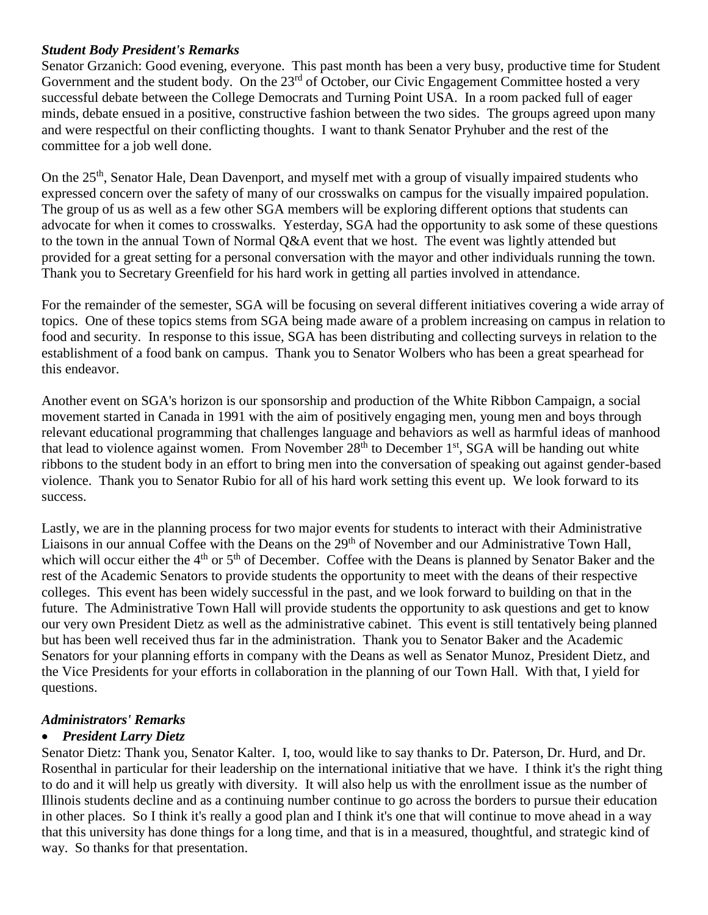***Student Body President's Remarks***

Senator Grzanich: Good evening, everyone. This past month has been a very busy, productive time for Student Government and the student body. On the 23rd of October, our Civic Engagement Committee hosted a very successful debate between the College Democrats and Turning Point USA. In a room packed full of eager minds, debate ensued in a positive, constructive fashion between the two sides. The groups agreed upon many and were respectful on their conflicting thoughts. I want to thank Senator Pryhuber and the rest of the committee for a job well done.

On the 25th, Senator Hale, Dean Davenport, and myself met with a group of visually impaired students who expressed concern over the safety of many of our crosswalks on campus for the visually impaired population. The group of us as well as a few other SGA members will be exploring different options that students can advocate for when it comes to crosswalks. Yesterday, SGA had the opportunity to ask some of these questions to the town in the annual Town of Normal Q&A event that we host. The event was lightly attended but provided for a great setting for a personal conversation with the mayor and other individuals running the town. Thank you to Secretary Greenfield for his hard work in getting all parties involved in attendance.

For the remainder of the semester, SGA will be focusing on several different initiatives covering a wide array of topics. One of these topics stems from SGA being made aware of a problem increasing on campus in relation to food and security. In response to this issue, SGA has been distributing and collecting surveys in relation to the establishment of a food bank on campus. Thank you to Senator Wolbers who has been a great spearhead for this endeavor.

Another event on SGA's horizon is our sponsorship and production of the White Ribbon Campaign, a social movement started in Canada in 1991 with the aim of positively engaging men, young men and boys through relevant educational programming that challenges language and behaviors as well as harmful ideas of manhood that lead to violence against women. From November 28th to December 1st, SGA will be handing out white ribbons to the student body in an effort to bring men into the conversation of speaking out against gender-based violence. Thank you to Senator Rubio for all of his hard work setting this event up. We look forward to its success.

Lastly, we are in the planning process for two major events for students to interact with their Administrative Liaisons in our annual Coffee with the Deans on the 29th of November and our Administrative Town Hall, which will occur either the 4th or 5th of December. Coffee with the Deans is planned by Senator Baker and the rest of the Academic Senators to provide students the opportunity to meet with the deans of their respective colleges. This event has been widely successful in the past, and we look forward to building on that in the future. The Administrative Town Hall will provide students the opportunity to ask questions and get to know our very own President Dietz as well as the administrative cabinet. This event is still tentatively being planned but has been well received thus far in the administration. Thank you to Senator Baker and the Academic Senators for your planning efforts in company with the Deans as well as Senator Munoz, President Dietz, and the Vice Presidents for your efforts in collaboration in the planning of our Town Hall. With that, I yield for questions.

***Administrators' Remarks***

- ***President Larry Dietz***

Senator Dietz: Thank you, Senator Kalter. I, too, would like to say thanks to Dr. Paterson, Dr. Hurd, and Dr. Rosenthal in particular for their leadership on the international initiative that we have. I think it's the right thing to do and it will help us greatly with diversity. It will also help us with the enrollment issue as the number of Illinois students decline and as a continuing number continue to go across the borders to pursue their education in other places. So I think it's really a good plan and I think it's one that will continue to move ahead in a way that this university has done things for a long time, and that is in a measured, thoughtful, and strategic kind of way. So thanks for that presentation.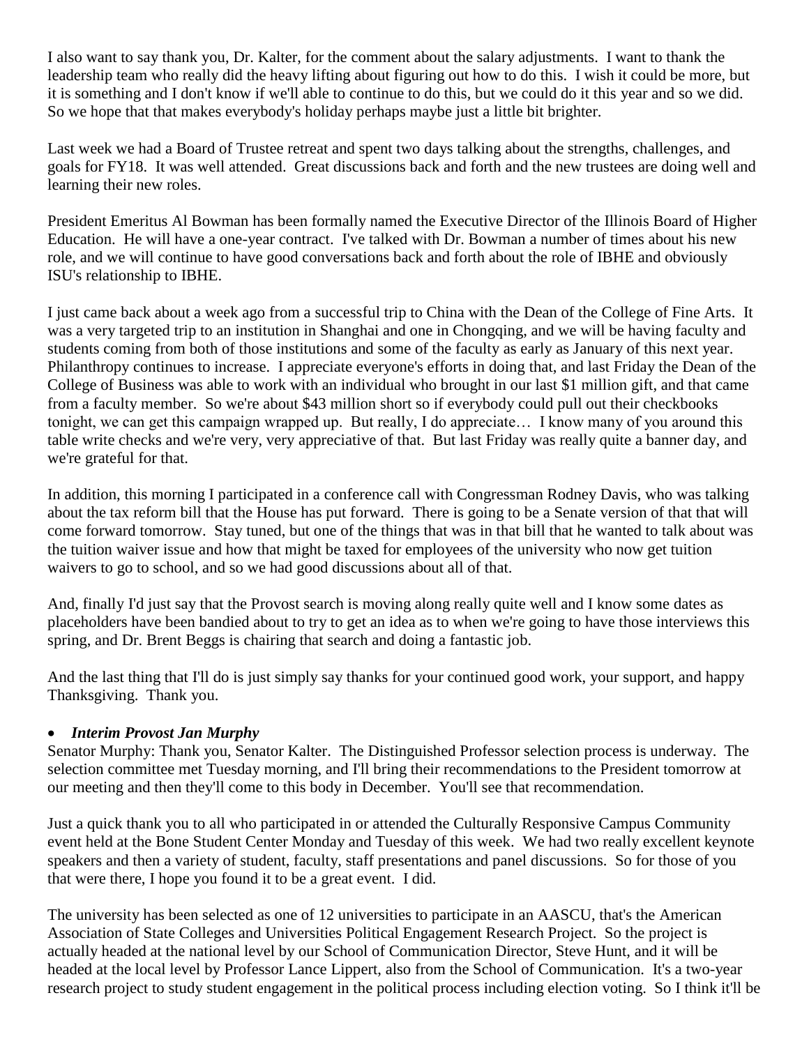I also want to say thank you, Dr. Kalter, for the comment about the salary adjustments. I want to thank the leadership team who really did the heavy lifting about figuring out how to do this. I wish it could be more, but it is something and I don't know if we'll able to continue to do this, but we could do it this year and so we did. So we hope that that makes everybody's holiday perhaps maybe just a little bit brighter.

Last week we had a Board of Trustee retreat and spent two days talking about the strengths, challenges, and goals for FY18. It was well attended. Great discussions back and forth and the new trustees are doing well and learning their new roles.

President Emeritus Al Bowman has been formally named the Executive Director of the Illinois Board of Higher Education. He will have a one-year contract. I've talked with Dr. Bowman a number of times about his new role, and we will continue to have good conversations back and forth about the role of IBHE and obviously ISU's relationship to IBHE.

I just came back about a week ago from a successful trip to China with the Dean of the College of Fine Arts. It was a very targeted trip to an institution in Shanghai and one in Chongqing, and we will be having faculty and students coming from both of those institutions and some of the faculty as early as January of this next year. Philanthropy continues to increase. I appreciate everyone's efforts in doing that, and last Friday the Dean of the College of Business was able to work with an individual who brought in our last $1 million gift, and that came from a faculty member. So we're about $43 million short so if everybody could pull out their checkbooks tonight, we can get this campaign wrapped up. But really, I do appreciate… I know many of you around this table write checks and we're very, very appreciative of that. But last Friday was really quite a banner day, and we're grateful for that.

In addition, this morning I participated in a conference call with Congressman Rodney Davis, who was talking about the tax reform bill that the House has put forward. There is going to be a Senate version of that that will come forward tomorrow. Stay tuned, but one of the things that was in that bill that he wanted to talk about was the tuition waiver issue and how that might be taxed for employees of the university who now get tuition waivers to go to school, and so we had good discussions about all of that.

And, finally I'd just say that the Provost search is moving along really quite well and I know some dates as placeholders have been bandied about to try to get an idea as to when we're going to have those interviews this spring, and Dr. Brent Beggs is chairing that search and doing a fantastic job.

And the last thing that I'll do is just simply say thanks for your continued good work, your support, and happy Thanksgiving. Thank you.

- ***Interim Provost Jan Murphy***

Senator Murphy: Thank you, Senator Kalter. The Distinguished Professor selection process is underway. The selection committee met Tuesday morning, and I'll bring their recommendations to the President tomorrow at our meeting and then they'll come to this body in December. You'll see that recommendation.

Just a quick thank you to all who participated in or attended the Culturally Responsive Campus Community event held at the Bone Student Center Monday and Tuesday of this week. We had two really excellent keynote speakers and then a variety of student, faculty, staff presentations and panel discussions. So for those of you that were there, I hope you found it to be a great event. I did.

The university has been selected as one of 12 universities to participate in an AASCU, that's the American Association of State Colleges and Universities Political Engagement Research Project. So the project is actually headed at the national level by our School of Communication Director, Steve Hunt, and it will be headed at the local level by Professor Lance Lippert, also from the School of Communication. It's a two-year research project to study student engagement in the political process including election voting. So I think it'll be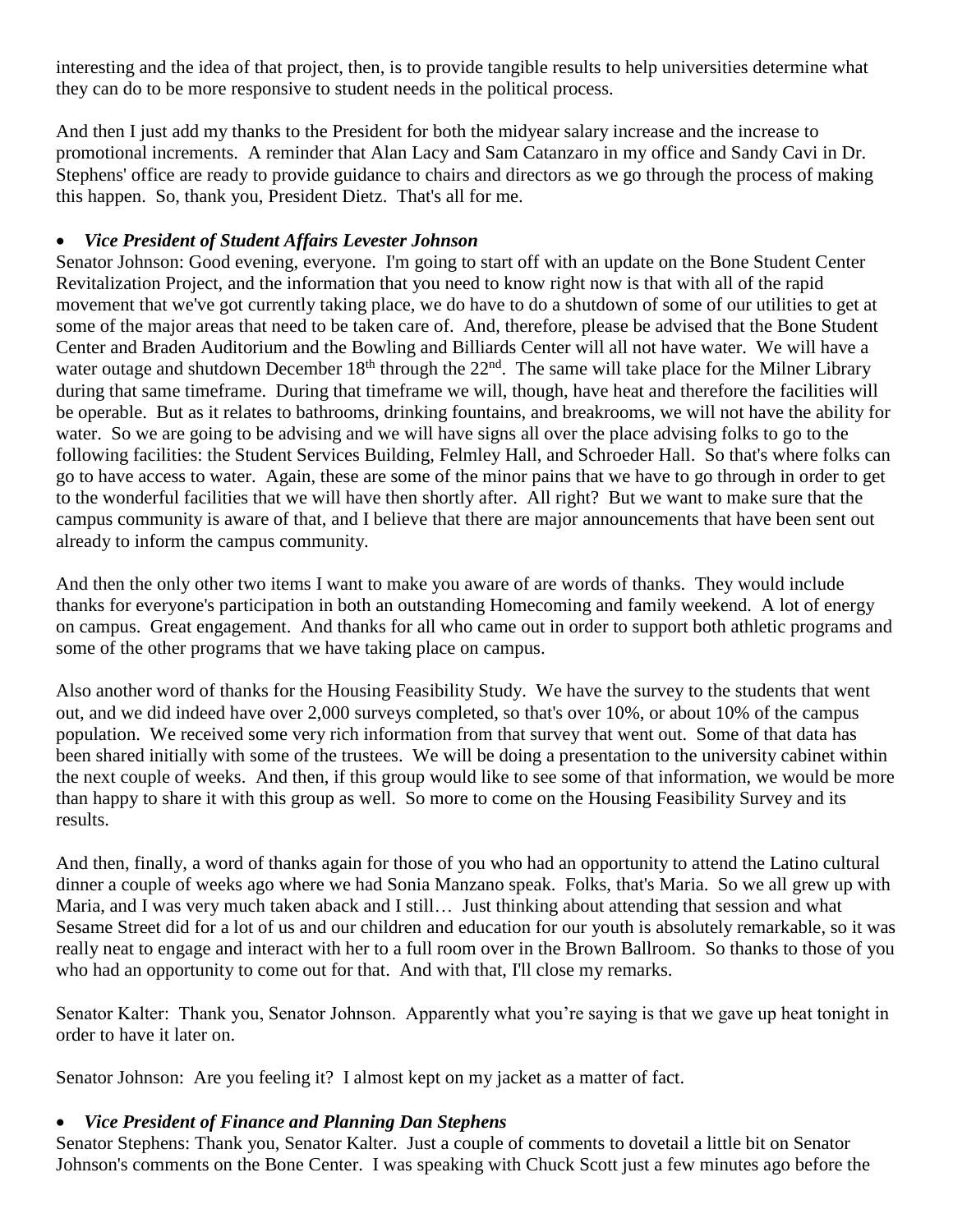interesting and the idea of that project, then, is to provide tangible results to help universities determine what they can do to be more responsive to student needs in the political process.

And then I just add my thanks to the President for both the midyear salary increase and the increase to promotional increments. A reminder that Alan Lacy and Sam Catanzaro in my office and Sandy Cavi in Dr. Stephens' office are ready to provide guidance to chairs and directors as we go through the process of making this happen. So, thank you, President Dietz. That's all for me.

- ***Vice President of Student Affairs Levester Johnson***

Senator Johnson: Good evening, everyone. I'm going to start off with an update on the Bone Student Center Revitalization Project, and the information that you need to know right now is that with all of the rapid movement that we've got currently taking place, we do have to do a shutdown of some of our utilities to get at some of the major areas that need to be taken care of. And, therefore, please be advised that the Bone Student Center and Braden Auditorium and the Bowling and Billiards Center will all not have water. We will have a water outage and shutdown December 18th through the 22nd. The same will take place for the Milner Library during that same timeframe. During that timeframe we will, though, have heat and therefore the facilities will be operable. But as it relates to bathrooms, drinking fountains, and breakrooms, we will not have the ability for water. So we are going to be advising and we will have signs all over the place advising folks to go to the following facilities: the Student Services Building, Felmley Hall, and Schroeder Hall. So that's where folks can go to have access to water. Again, these are some of the minor pains that we have to go through in order to get to the wonderful facilities that we will have then shortly after. All right? But we want to make sure that the campus community is aware of that, and I believe that there are major announcements that have been sent out already to inform the campus community.

And then the only other two items I want to make you aware of are words of thanks. They would include thanks for everyone's participation in both an outstanding Homecoming and family weekend. A lot of energy on campus. Great engagement. And thanks for all who came out in order to support both athletic programs and some of the other programs that we have taking place on campus.

Also another word of thanks for the Housing Feasibility Study. We have the survey to the students that went out, and we did indeed have over 2,000 surveys completed, so that's over 10%, or about 10% of the campus population. We received some very rich information from that survey that went out. Some of that data has been shared initially with some of the trustees. We will be doing a presentation to the university cabinet within the next couple of weeks. And then, if this group would like to see some of that information, we would be more than happy to share it with this group as well. So more to come on the Housing Feasibility Survey and its results.

And then, finally, a word of thanks again for those of you who had an opportunity to attend the Latino cultural dinner a couple of weeks ago where we had Sonia Manzano speak. Folks, that's Maria. So we all grew up with Maria, and I was very much taken aback and I still… Just thinking about attending that session and what Sesame Street did for a lot of us and our children and education for our youth is absolutely remarkable, so it was really neat to engage and interact with her to a full room over in the Brown Ballroom. So thanks to those of you who had an opportunity to come out for that. And with that, I'll close my remarks.

Senator Kalter: Thank you, Senator Johnson. Apparently what you're saying is that we gave up heat tonight in order to have it later on.

Senator Johnson: Are you feeling it? I almost kept on my jacket as a matter of fact.

- ***Vice President of Finance and Planning Dan Stephens***

Senator Stephens: Thank you, Senator Kalter. Just a couple of comments to dovetail a little bit on Senator Johnson's comments on the Bone Center. I was speaking with Chuck Scott just a few minutes ago before the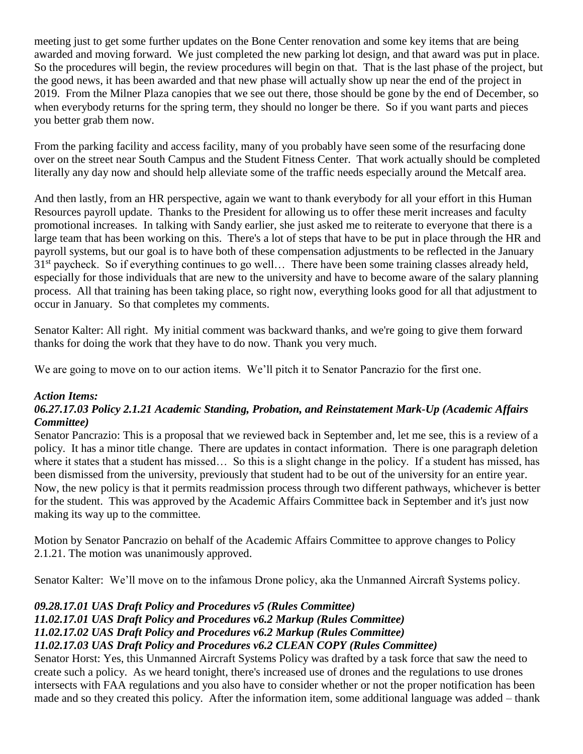meeting just to get some further updates on the Bone Center renovation and some key items that are being awarded and moving forward. We just completed the new parking lot design, and that award was put in place. So the procedures will begin, the review procedures will begin on that. That is the last phase of the project, but the good news, it has been awarded and that new phase will actually show up near the end of the project in 2019. From the Milner Plaza canopies that we see out there, those should be gone by the end of December, so when everybody returns for the spring term, they should no longer be there. So if you want parts and pieces you better grab them now.

From the parking facility and access facility, many of you probably have seen some of the resurfacing done over on the street near South Campus and the Student Fitness Center. That work actually should be completed literally any day now and should help alleviate some of the traffic needs especially around the Metcalf area.

And then lastly, from an HR perspective, again we want to thank everybody for all your effort in this Human Resources payroll update. Thanks to the President for allowing us to offer these merit increases and faculty promotional increases. In talking with Sandy earlier, she just asked me to reiterate to everyone that there is a large team that has been working on this. There's a lot of steps that have to be put in place through the HR and payroll systems, but our goal is to have both of these compensation adjustments to be reflected in the January 31st paycheck. So if everything continues to go well… There have been some training classes already held, especially for those individuals that are new to the university and have to become aware of the salary planning process. All that training has been taking place, so right now, everything looks good for all that adjustment to occur in January. So that completes my comments.

Senator Kalter: All right. My initial comment was backward thanks, and we're going to give them forward thanks for doing the work that they have to do now. Thank you very much.

We are going to move on to our action items. We'll pitch it to Senator Pancrazio for the first one.

***Action Items:***

***06.27.17.03 Policy 2.1.21 Academic Standing, Probation, and Reinstatement Mark-Up (Academic Affairs Committee)***

Senator Pancrazio: This is a proposal that we reviewed back in September and, let me see, this is a review of a policy. It has a minor title change. There are updates in contact information. There is one paragraph deletion where it states that a student has missed… So this is a slight change in the policy. If a student has missed, has been dismissed from the university, previously that student had to be out of the university for an entire year. Now, the new policy is that it permits readmission process through two different pathways, whichever is better for the student. This was approved by the Academic Affairs Committee back in September and it's just now making its way up to the committee.

Motion by Senator Pancrazio on behalf of the Academic Affairs Committee to approve changes to Policy 2.1.21. The motion was unanimously approved.

Senator Kalter: We'll move on to the infamous Drone policy, aka the Unmanned Aircraft Systems policy.

***09.28.17.01 UAS Draft Policy and Procedures v5 (Rules Committee)***
***11.02.17.01 UAS Draft Policy and Procedures v6.2 Markup (Rules Committee)***
***11.02.17.02 UAS Draft Policy and Procedures v6.2 Markup (Rules Committee)***
***11.02.17.03 UAS Draft Policy and Procedures v6.2 CLEAN COPY (Rules Committee)***

Senator Horst: Yes, this Unmanned Aircraft Systems Policy was drafted by a task force that saw the need to create such a policy. As we heard tonight, there's increased use of drones and the regulations to use drones intersects with FAA regulations and you also have to consider whether or not the proper notification has been made and so they created this policy. After the information item, some additional language was added – thank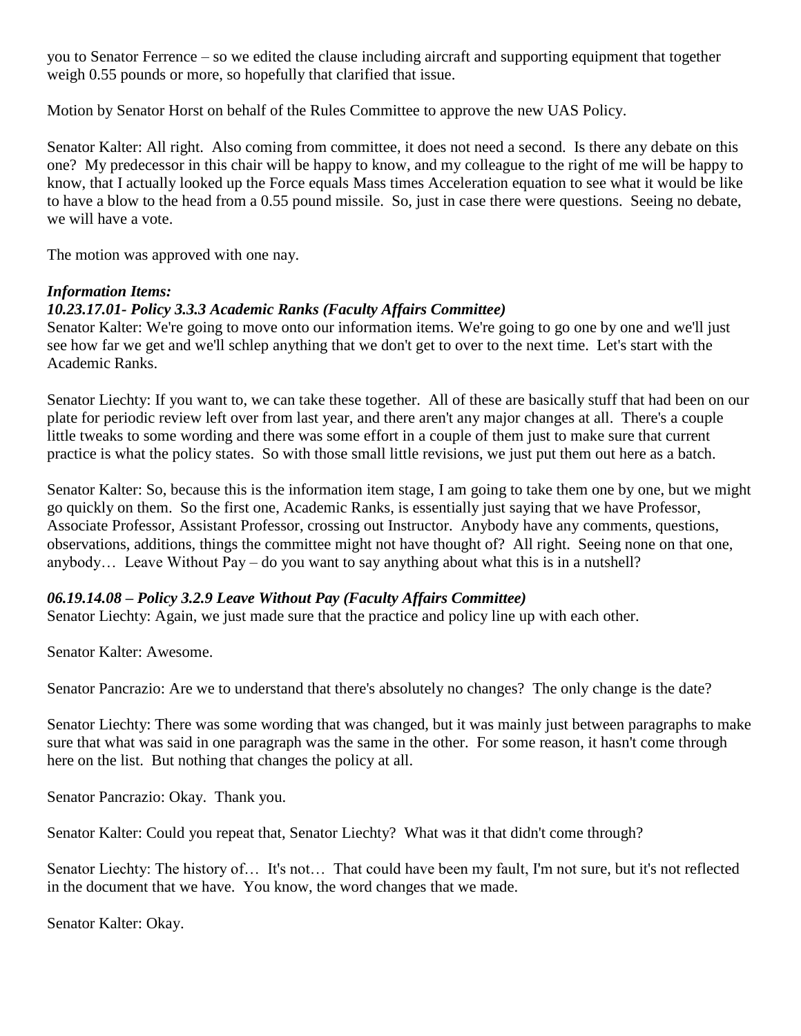you to Senator Ferrence – so we edited the clause including aircraft and supporting equipment that together weigh 0.55 pounds or more, so hopefully that clarified that issue.

Motion by Senator Horst on behalf of the Rules Committee to approve the new UAS Policy.

Senator Kalter: All right. Also coming from committee, it does not need a second. Is there any debate on this one? My predecessor in this chair will be happy to know, and my colleague to the right of me will be happy to know, that I actually looked up the Force equals Mass times Acceleration equation to see what it would be like to have a blow to the head from a 0.55 pound missile. So, just in case there were questions. Seeing no debate, we will have a vote.

The motion was approved with one nay.

***Information Items:***

***10.23.17.01- Policy 3.3.3 Academic Ranks (Faculty Affairs Committee)***

Senator Kalter: We're going to move onto our information items. We're going to go one by one and we'll just see how far we get and we'll schlep anything that we don't get to over to the next time. Let's start with the Academic Ranks.

Senator Liechty: If you want to, we can take these together. All of these are basically stuff that had been on our plate for periodic review left over from last year, and there aren't any major changes at all. There's a couple little tweaks to some wording and there was some effort in a couple of them just to make sure that current practice is what the policy states. So with those small little revisions, we just put them out here as a batch.

Senator Kalter: So, because this is the information item stage, I am going to take them one by one, but we might go quickly on them. So the first one, Academic Ranks, is essentially just saying that we have Professor, Associate Professor, Assistant Professor, crossing out Instructor. Anybody have any comments, questions, observations, additions, things the committee might not have thought of? All right. Seeing none on that one, anybody… Leave Without Pay – do you want to say anything about what this is in a nutshell?

***06.19.14.08 – Policy 3.2.9 Leave Without Pay (Faculty Affairs Committee)***

Senator Liechty: Again, we just made sure that the practice and policy line up with each other.

Senator Kalter: Awesome.

Senator Pancrazio: Are we to understand that there's absolutely no changes? The only change is the date?

Senator Liechty: There was some wording that was changed, but it was mainly just between paragraphs to make sure that what was said in one paragraph was the same in the other. For some reason, it hasn't come through here on the list. But nothing that changes the policy at all.

Senator Pancrazio: Okay. Thank you.

Senator Kalter: Could you repeat that, Senator Liechty? What was it that didn't come through?

Senator Liechty: The history of… It's not… That could have been my fault, I'm not sure, but it's not reflected in the document that we have. You know, the word changes that we made.

Senator Kalter: Okay.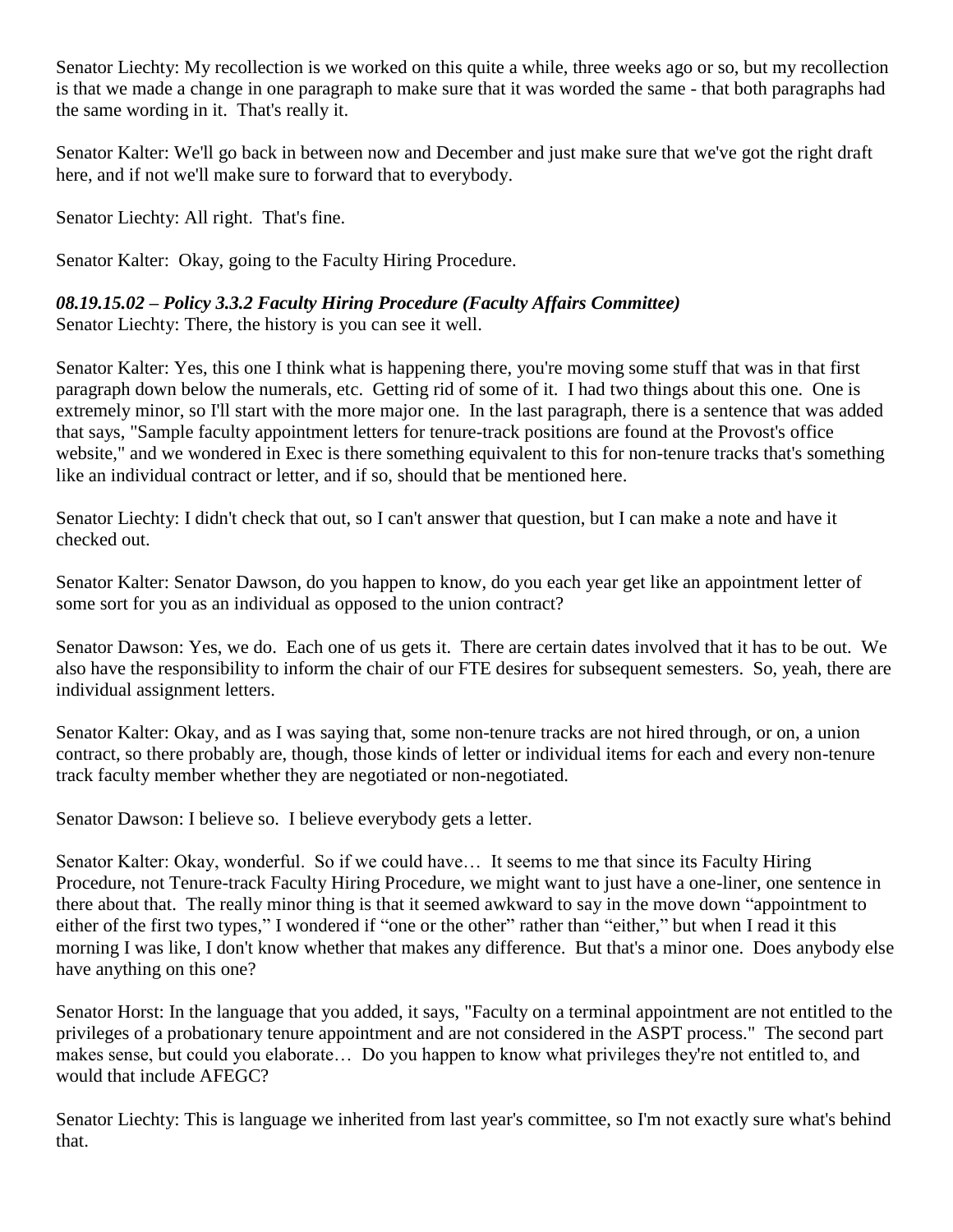Senator Liechty: My recollection is we worked on this quite a while, three weeks ago or so, but my recollection is that we made a change in one paragraph to make sure that it was worded the same - that both paragraphs had the same wording in it. That's really it.

Senator Kalter: We'll go back in between now and December and just make sure that we've got the right draft here, and if not we'll make sure to forward that to everybody.

Senator Liechty: All right. That's fine.

Senator Kalter: Okay, going to the Faculty Hiring Procedure.

***08.19.15.02 – Policy 3.3.2 Faculty Hiring Procedure (Faculty Affairs Committee)***
Senator Liechty: There, the history is you can see it well.

Senator Kalter: Yes, this one I think what is happening there, you're moving some stuff that was in that first paragraph down below the numerals, etc. Getting rid of some of it. I had two things about this one. One is extremely minor, so I'll start with the more major one. In the last paragraph, there is a sentence that was added that says, "Sample faculty appointment letters for tenure-track positions are found at the Provost's office website," and we wondered in Exec is there something equivalent to this for non-tenure tracks that's something like an individual contract or letter, and if so, should that be mentioned here.

Senator Liechty: I didn't check that out, so I can't answer that question, but I can make a note and have it checked out.

Senator Kalter: Senator Dawson, do you happen to know, do you each year get like an appointment letter of some sort for you as an individual as opposed to the union contract?

Senator Dawson: Yes, we do. Each one of us gets it. There are certain dates involved that it has to be out. We also have the responsibility to inform the chair of our FTE desires for subsequent semesters. So, yeah, there are individual assignment letters.

Senator Kalter: Okay, and as I was saying that, some non-tenure tracks are not hired through, or on, a union contract, so there probably are, though, those kinds of letter or individual items for each and every non-tenure track faculty member whether they are negotiated or non-negotiated.

Senator Dawson: I believe so. I believe everybody gets a letter.

Senator Kalter: Okay, wonderful. So if we could have… It seems to me that since its Faculty Hiring Procedure, not Tenure-track Faculty Hiring Procedure, we might want to just have a one-liner, one sentence in there about that. The really minor thing is that it seemed awkward to say in the move down "appointment to either of the first two types," I wondered if "one or the other" rather than "either," but when I read it this morning I was like, I don't know whether that makes any difference. But that's a minor one. Does anybody else have anything on this one?

Senator Horst: In the language that you added, it says, "Faculty on a terminal appointment are not entitled to the privileges of a probationary tenure appointment and are not considered in the ASPT process." The second part makes sense, but could you elaborate… Do you happen to know what privileges they're not entitled to, and would that include AFEGC?

Senator Liechty: This is language we inherited from last year's committee, so I'm not exactly sure what's behind that.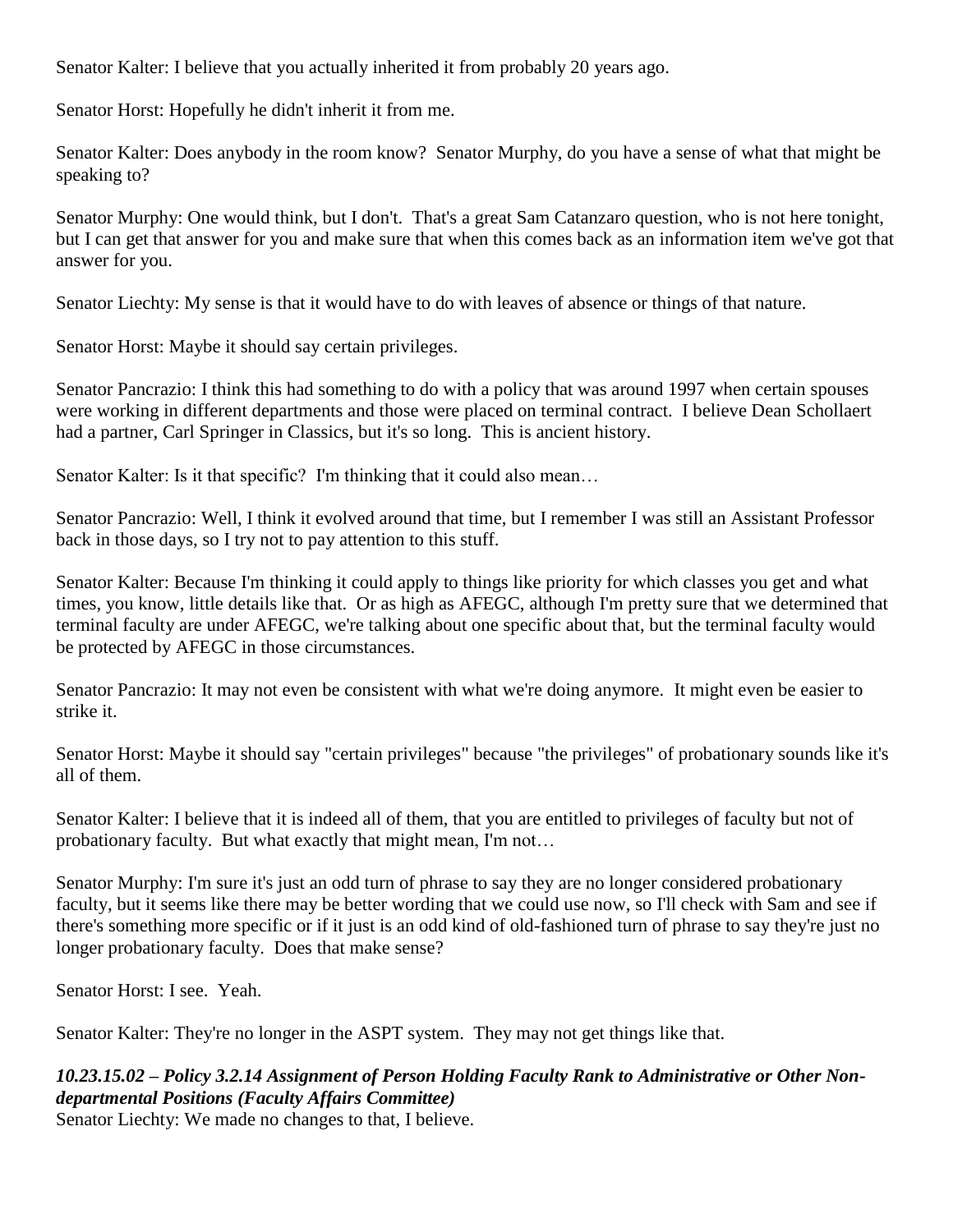Senator Kalter: I believe that you actually inherited it from probably 20 years ago.

Senator Horst: Hopefully he didn't inherit it from me.

Senator Kalter: Does anybody in the room know? Senator Murphy, do you have a sense of what that might be speaking to?

Senator Murphy: One would think, but I don't. That's a great Sam Catanzaro question, who is not here tonight, but I can get that answer for you and make sure that when this comes back as an information item we've got that answer for you.

Senator Liechty: My sense is that it would have to do with leaves of absence or things of that nature.

Senator Horst: Maybe it should say certain privileges.

Senator Pancrazio: I think this had something to do with a policy that was around 1997 when certain spouses were working in different departments and those were placed on terminal contract. I believe Dean Schollaert had a partner, Carl Springer in Classics, but it's so long. This is ancient history.

Senator Kalter: Is it that specific? I'm thinking that it could also mean…

Senator Pancrazio: Well, I think it evolved around that time, but I remember I was still an Assistant Professor back in those days, so I try not to pay attention to this stuff.

Senator Kalter: Because I'm thinking it could apply to things like priority for which classes you get and what times, you know, little details like that. Or as high as AFEGC, although I'm pretty sure that we determined that terminal faculty are under AFEGC, we're talking about one specific about that, but the terminal faculty would be protected by AFEGC in those circumstances.

Senator Pancrazio: It may not even be consistent with what we're doing anymore. It might even be easier to strike it.

Senator Horst: Maybe it should say "certain privileges" because "the privileges" of probationary sounds like it's all of them.

Senator Kalter: I believe that it is indeed all of them, that you are entitled to privileges of faculty but not of probationary faculty. But what exactly that might mean, I'm not…

Senator Murphy: I'm sure it's just an odd turn of phrase to say they are no longer considered probationary faculty, but it seems like there may be better wording that we could use now, so I'll check with Sam and see if there's something more specific or if it just is an odd kind of old-fashioned turn of phrase to say they're just no longer probationary faculty. Does that make sense?

Senator Horst: I see. Yeah.

Senator Kalter: They're no longer in the ASPT system. They may not get things like that.

***10.23.15.02 – Policy 3.2.14 Assignment of Person Holding Faculty Rank to Administrative or Other Non-departmental Positions (Faculty Affairs Committee)***

Senator Liechty: We made no changes to that, I believe.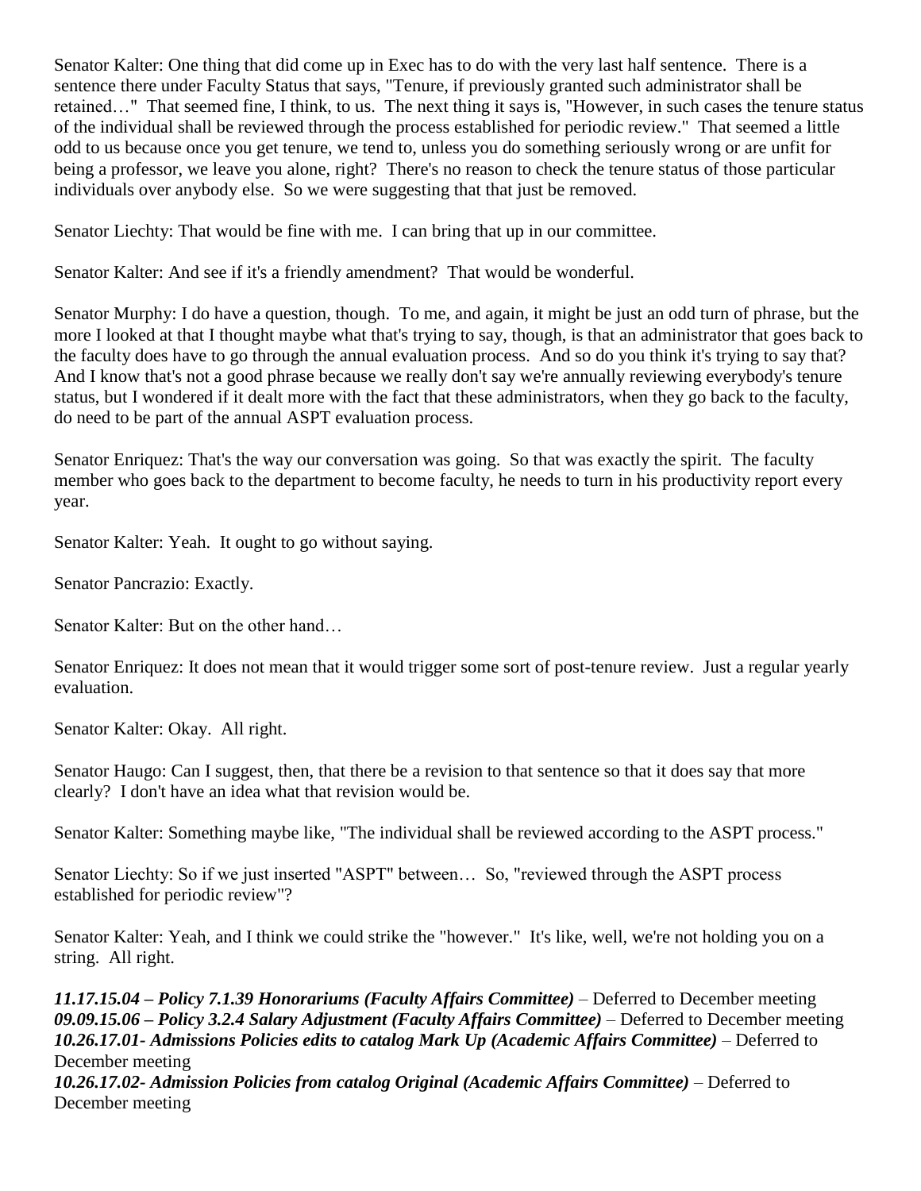Senator Kalter: One thing that did come up in Exec has to do with the very last half sentence. There is a sentence there under Faculty Status that says, "Tenure, if previously granted such administrator shall be retained…" That seemed fine, I think, to us. The next thing it says is, "However, in such cases the tenure status of the individual shall be reviewed through the process established for periodic review." That seemed a little odd to us because once you get tenure, we tend to, unless you do something seriously wrong or are unfit for being a professor, we leave you alone, right? There's no reason to check the tenure status of those particular individuals over anybody else. So we were suggesting that that just be removed.

Senator Liechty: That would be fine with me. I can bring that up in our committee.

Senator Kalter: And see if it's a friendly amendment? That would be wonderful.

Senator Murphy: I do have a question, though. To me, and again, it might be just an odd turn of phrase, but the more I looked at that I thought maybe what that's trying to say, though, is that an administrator that goes back to the faculty does have to go through the annual evaluation process. And so do you think it's trying to say that? And I know that's not a good phrase because we really don't say we're annually reviewing everybody's tenure status, but I wondered if it dealt more with the fact that these administrators, when they go back to the faculty, do need to be part of the annual ASPT evaluation process.

Senator Enriquez: That's the way our conversation was going. So that was exactly the spirit. The faculty member who goes back to the department to become faculty, he needs to turn in his productivity report every year.

Senator Kalter: Yeah. It ought to go without saying.

Senator Pancrazio: Exactly.

Senator Kalter: But on the other hand…

Senator Enriquez: It does not mean that it would trigger some sort of post-tenure review. Just a regular yearly evaluation.

Senator Kalter: Okay. All right.

Senator Haugo: Can I suggest, then, that there be a revision to that sentence so that it does say that more clearly? I don't have an idea what that revision would be.

Senator Kalter: Something maybe like, "The individual shall be reviewed according to the ASPT process."

Senator Liechty: So if we just inserted "ASPT" between… So, "reviewed through the ASPT process established for periodic review"?

Senator Kalter: Yeah, and I think we could strike the "however." It's like, well, we're not holding you on a string. All right.

***11.17.15.04 – Policy 7.1.39 Honorariums (Faculty Affairs Committee)*** – Deferred to December meeting
***09.09.15.06 – Policy 3.2.4 Salary Adjustment (Faculty Affairs Committee)*** – Deferred to December meeting
***10.26.17.01- Admissions Policies edits to catalog Mark Up (Academic Affairs Committee)*** – Deferred to December meeting
***10.26.17.02- Admission Policies from catalog Original (Academic Affairs Committee)*** – Deferred to December meeting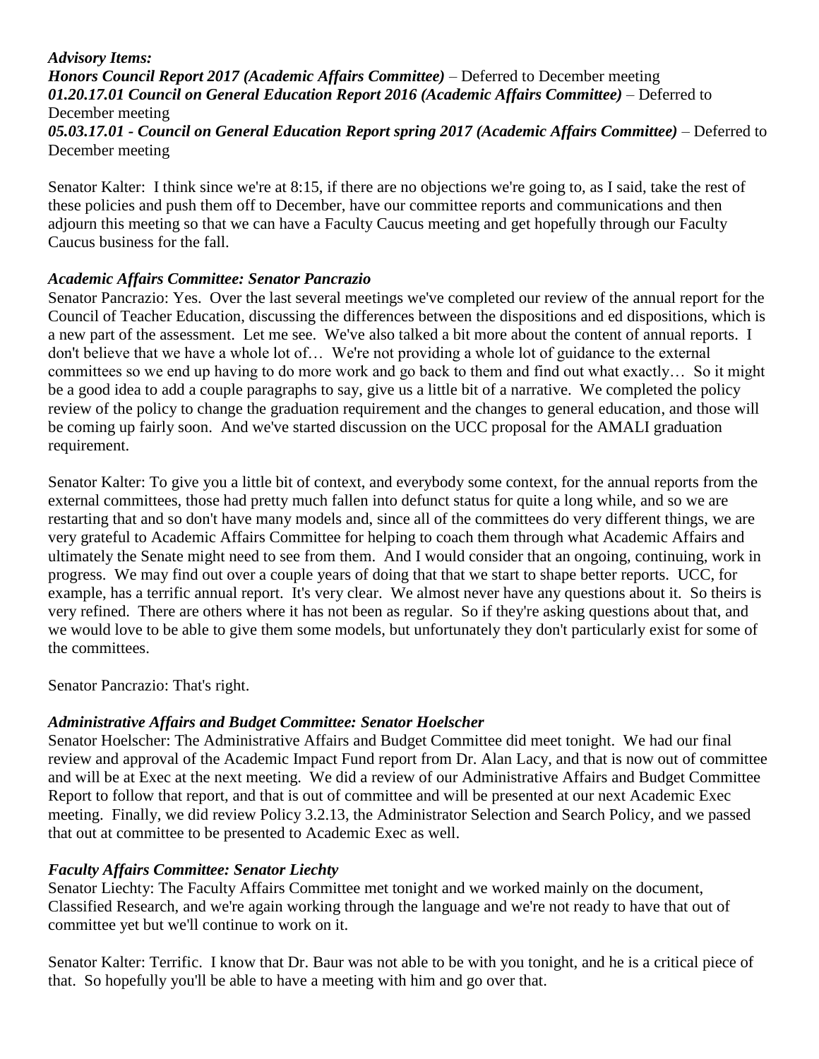***Advisory Items:***

***Honors Council Report 2017 (Academic Affairs Committee)*** – Deferred to December meeting

***01.20.17.01 Council on General Education Report 2016 (Academic Affairs Committee)*** – Deferred to December meeting

***05.03.17.01 - Council on General Education Report spring 2017 (Academic Affairs Committee)*** – Deferred to December meeting

Senator Kalter: I think since we're at 8:15, if there are no objections we're going to, as I said, take the rest of these policies and push them off to December, have our committee reports and communications and then adjourn this meeting so that we can have a Faculty Caucus meeting and get hopefully through our Faculty Caucus business for the fall.

***Academic Affairs Committee: Senator Pancrazio***

Senator Pancrazio: Yes. Over the last several meetings we've completed our review of the annual report for the Council of Teacher Education, discussing the differences between the dispositions and ed dispositions, which is a new part of the assessment. Let me see. We've also talked a bit more about the content of annual reports. I don't believe that we have a whole lot of… We're not providing a whole lot of guidance to the external committees so we end up having to do more work and go back to them and find out what exactly… So it might be a good idea to add a couple paragraphs to say, give us a little bit of a narrative. We completed the policy review of the policy to change the graduation requirement and the changes to general education, and those will be coming up fairly soon. And we've started discussion on the UCC proposal for the AMALI graduation requirement.

Senator Kalter: To give you a little bit of context, and everybody some context, for the annual reports from the external committees, those had pretty much fallen into defunct status for quite a long while, and so we are restarting that and so don't have many models and, since all of the committees do very different things, we are very grateful to Academic Affairs Committee for helping to coach them through what Academic Affairs and ultimately the Senate might need to see from them. And I would consider that an ongoing, continuing, work in progress. We may find out over a couple years of doing that that we start to shape better reports. UCC, for example, has a terrific annual report. It's very clear. We almost never have any questions about it. So theirs is very refined. There are others where it has not been as regular. So if they're asking questions about that, and we would love to be able to give them some models, but unfortunately they don't particularly exist for some of the committees.

Senator Pancrazio: That's right.

***Administrative Affairs and Budget Committee: Senator Hoelscher***

Senator Hoelscher: The Administrative Affairs and Budget Committee did meet tonight. We had our final review and approval of the Academic Impact Fund report from Dr. Alan Lacy, and that is now out of committee and will be at Exec at the next meeting. We did a review of our Administrative Affairs and Budget Committee Report to follow that report, and that is out of committee and will be presented at our next Academic Exec meeting. Finally, we did review Policy 3.2.13, the Administrator Selection and Search Policy, and we passed that out at committee to be presented to Academic Exec as well.

***Faculty Affairs Committee: Senator Liechty***

Senator Liechty: The Faculty Affairs Committee met tonight and we worked mainly on the document, Classified Research, and we're again working through the language and we're not ready to have that out of committee yet but we'll continue to work on it.

Senator Kalter: Terrific. I know that Dr. Baur was not able to be with you tonight, and he is a critical piece of that. So hopefully you'll be able to have a meeting with him and go over that.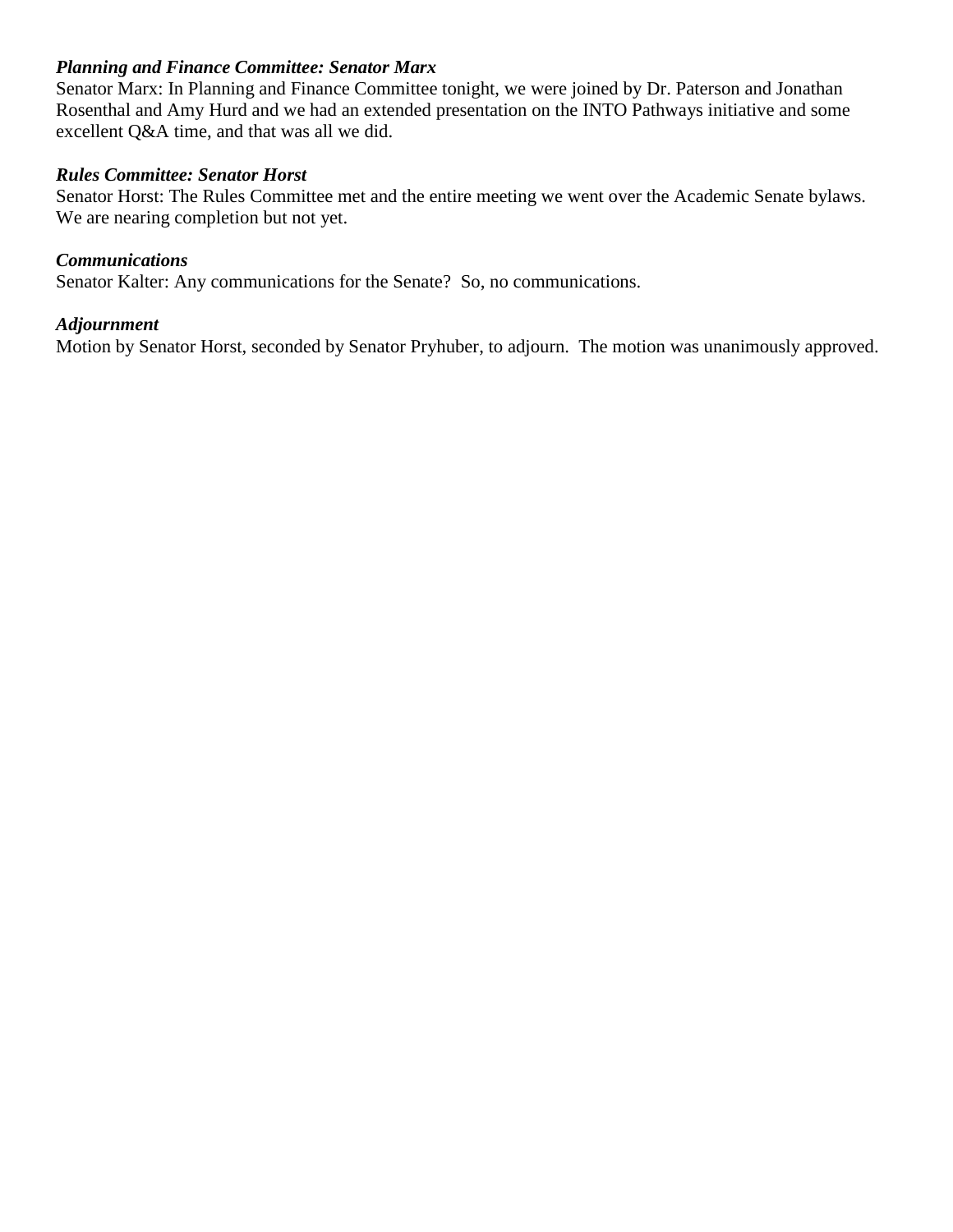***Planning and Finance Committee: Senator Marx***

Senator Marx: In Planning and Finance Committee tonight, we were joined by Dr. Paterson and Jonathan Rosenthal and Amy Hurd and we had an extended presentation on the INTO Pathways initiative and some excellent Q&A time, and that was all we did.

***Rules Committee: Senator Horst***

Senator Horst: The Rules Committee met and the entire meeting we went over the Academic Senate bylaws. We are nearing completion but not yet.

***Communications***

Senator Kalter: Any communications for the Senate? So, no communications.

***Adjournment***

Motion by Senator Horst, seconded by Senator Pryhuber, to adjourn. The motion was unanimously approved.